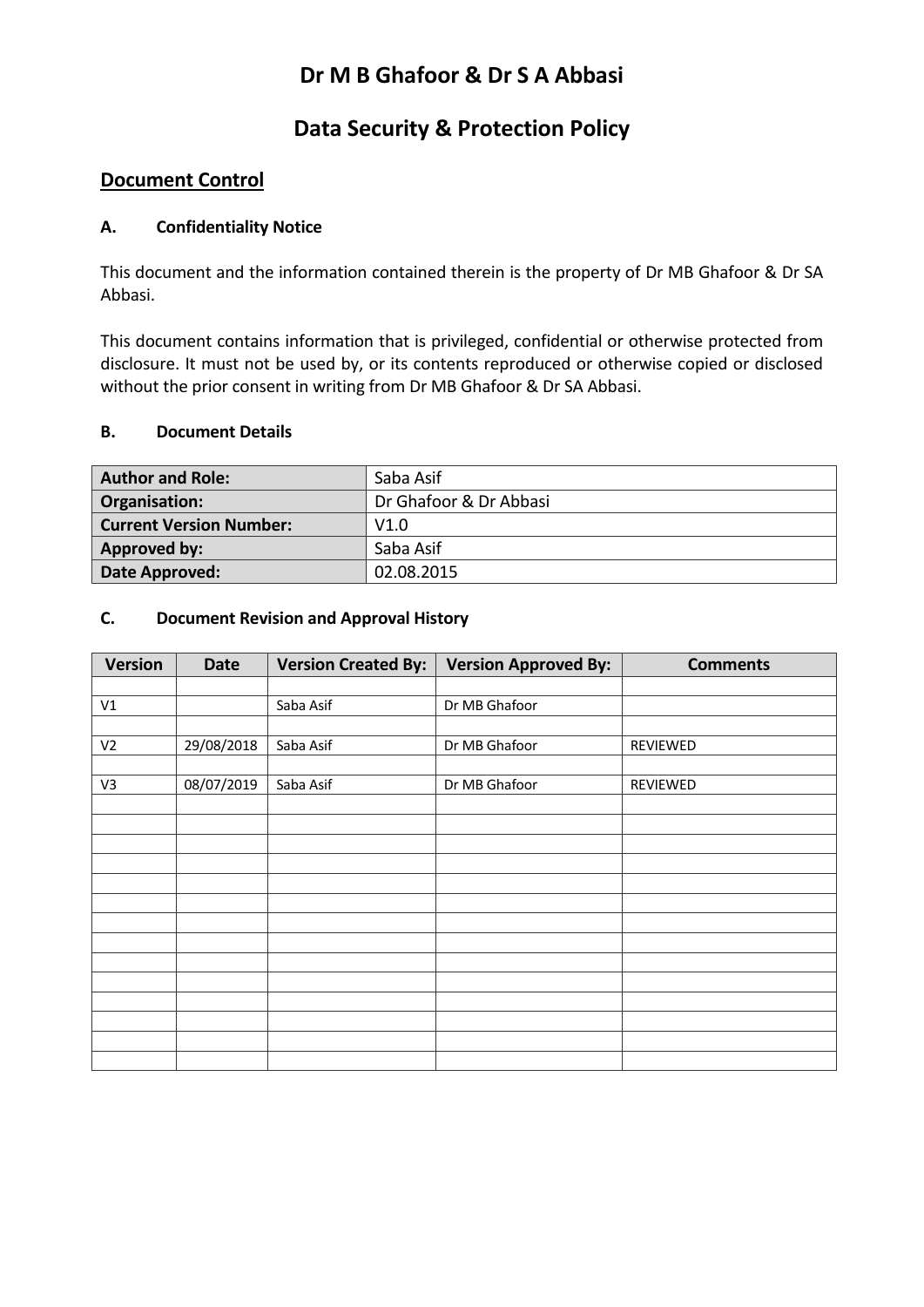# Dr M B Ghafoor & Dr S A Abbasi

# Data Security & Protection Policy

## Document Control

### A. Confidentiality Notice

This document and the information contained therein is the property of Dr MB Ghafoor & Dr SA Abbasi.

This document contains information that is privileged, confidential or otherwise protected from disclosure. It must not be used by, or its contents reproduced or otherwise copied or disclosed without the prior consent in writing from Dr MB Ghafoor & Dr SA Abbasi.

### B. Document Details

| | |
|---|---|
| **Author and Role:** | Saba Asif |
| **Organisation:** | Dr Ghafoor & Dr Abbasi |
| **Current Version Number:** | V1.0 |
| **Approved by:** | Saba Asif |
| **Date Approved:** | 02.08.2015 |

### C. Document Revision and Approval History

| Version | Date | Version Created By: | Version Approved By: | Comments |
|---|---|---|---|---|
| | | | | |
| V1 | | Saba Asif | Dr MB Ghafoor | |
| | | | | |
| V2 | 29/08/2018 | Saba Asif | Dr MB Ghafoor | REVIEWED |
| | | | | |
| V3 | 08/07/2019 | Saba Asif | Dr MB Ghafoor | REVIEWED |
| | | | | |
| | | | | |
| | | | | |
| | | | | |
| | | | | |
| | | | | |
| | | | | |
| | | | | |
| | | | | |
| | | | | |
| | | | | |
| | | | | |
| | | | | |
| | | | | |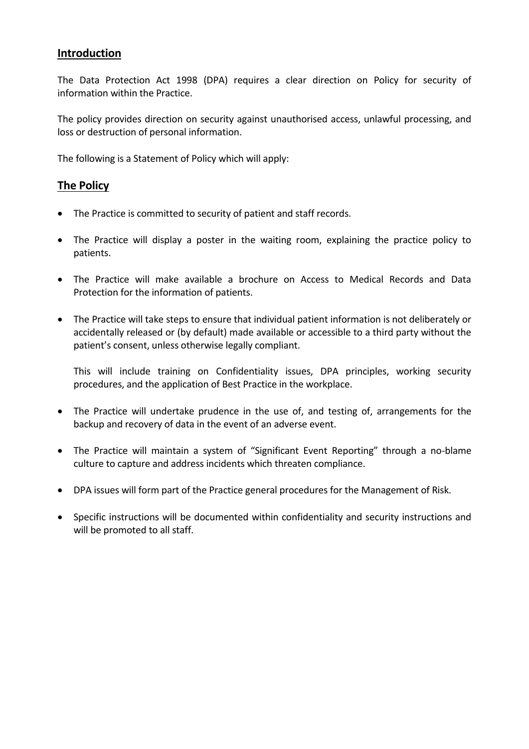## Introduction

The Data Protection Act 1998 (DPA) requires a clear direction on Policy for security of information within the Practice.

The policy provides direction on security against unauthorised access, unlawful processing, and loss or destruction of personal information.

The following is a Statement of Policy which will apply:

## The Policy

- The Practice is committed to security of patient and staff records.
- The Practice will display a poster in the waiting room, explaining the practice policy to patients.
- The Practice will make available a brochure on Access to Medical Records and Data Protection for the information of patients.
- The Practice will take steps to ensure that individual patient information is not deliberately or accidentally released or (by default) made available or accessible to a third party without the patient's consent, unless otherwise legally compliant.

  This will include training on Confidentiality issues, DPA principles, working security procedures, and the application of Best Practice in the workplace.

- The Practice will undertake prudence in the use of, and testing of, arrangements for the backup and recovery of data in the event of an adverse event.
- The Practice will maintain a system of "Significant Event Reporting" through a no-blame culture to capture and address incidents which threaten compliance.
- DPA issues will form part of the Practice general procedures for the Management of Risk.
- Specific instructions will be documented within confidentiality and security instructions and will be promoted to all staff.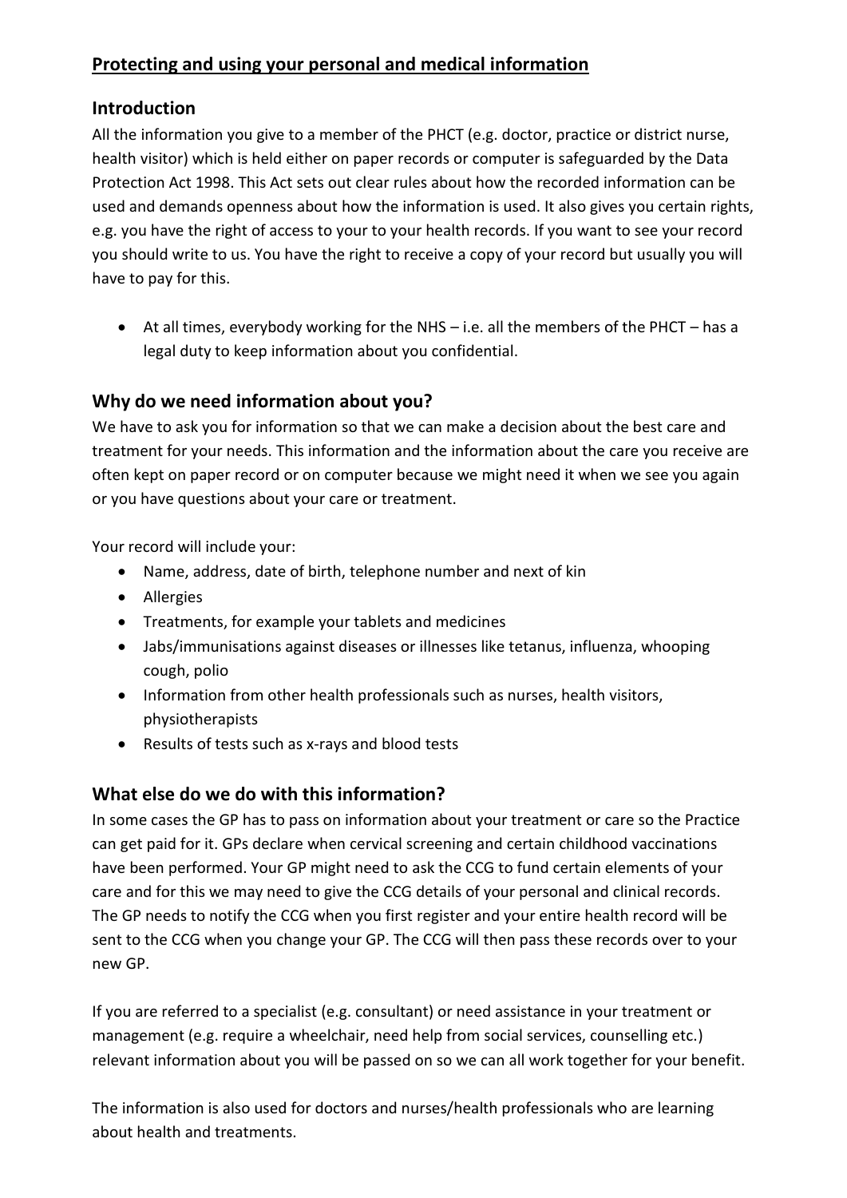## Protecting and using your personal and medical information

### Introduction

All the information you give to a member of the PHCT (e.g. doctor, practice or district nurse, health visitor) which is held either on paper records or computer is safeguarded by the Data Protection Act 1998. This Act sets out clear rules about how the recorded information can be used and demands openness about how the information is used. It also gives you certain rights, e.g. you have the right of access to your to your health records. If you want to see your record you should write to us. You have the right to receive a copy of your record but usually you will have to pay for this.

- At all times, everybody working for the NHS – i.e. all the members of the PHCT – has a legal duty to keep information about you confidential.

### Why do we need information about you?

We have to ask you for information so that we can make a decision about the best care and treatment for your needs. This information and the information about the care you receive are often kept on paper record or on computer because we might need it when we see you again or you have questions about your care or treatment.

Your record will include your:

- Name, address, date of birth, telephone number and next of kin
- Allergies
- Treatments, for example your tablets and medicines
- Jabs/immunisations against diseases or illnesses like tetanus, influenza, whooping cough, polio
- Information from other health professionals such as nurses, health visitors, physiotherapists
- Results of tests such as x-rays and blood tests

### What else do we do with this information?

In some cases the GP has to pass on information about your treatment or care so the Practice can get paid for it. GPs declare when cervical screening and certain childhood vaccinations have been performed. Your GP might need to ask the CCG to fund certain elements of your care and for this we may need to give the CCG details of your personal and clinical records. The GP needs to notify the CCG when you first register and your entire health record will be sent to the CCG when you change your GP. The CCG will then pass these records over to your new GP.

If you are referred to a specialist (e.g. consultant) or need assistance in your treatment or management (e.g. require a wheelchair, need help from social services, counselling etc.) relevant information about you will be passed on so we can all work together for your benefit.

The information is also used for doctors and nurses/health professionals who are learning about health and treatments.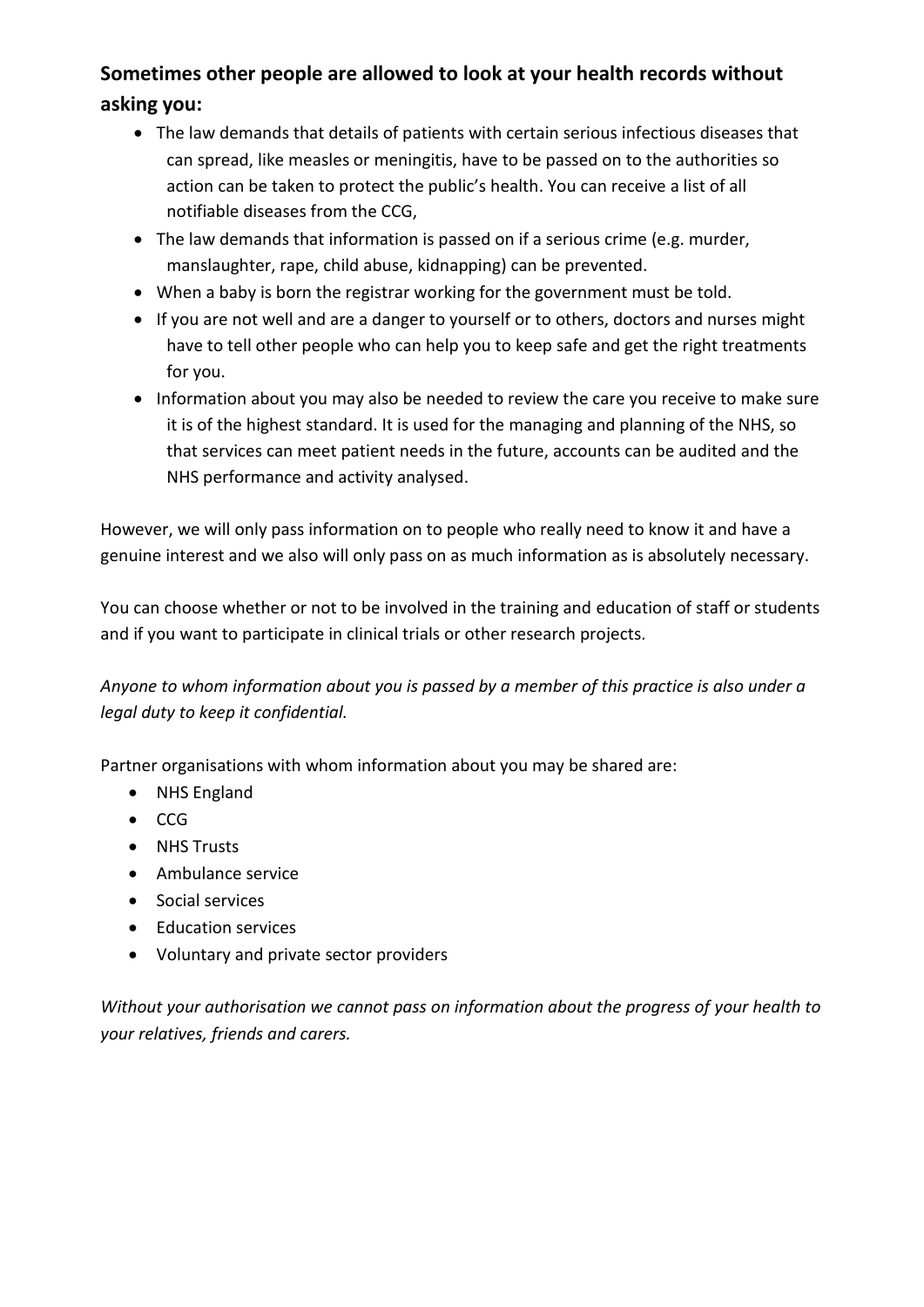**Sometimes other people are allowed to look at your health records without asking you:**

- The law demands that details of patients with certain serious infectious diseases that can spread, like measles or meningitis, have to be passed on to the authorities so action can be taken to protect the public's health. You can receive a list of all notifiable diseases from the CCG,
- The law demands that information is passed on if a serious crime (e.g. murder, manslaughter, rape, child abuse, kidnapping) can be prevented.
- When a baby is born the registrar working for the government must be told.
- If you are not well and are a danger to yourself or to others, doctors and nurses might have to tell other people who can help you to keep safe and get the right treatments for you.
- Information about you may also be needed to review the care you receive to make sure it is of the highest standard. It is used for the managing and planning of the NHS, so that services can meet patient needs in the future, accounts can be audited and the NHS performance and activity analysed.

However, we will only pass information on to people who really need to know it and have a genuine interest and we also will only pass on as much information as is absolutely necessary.

You can choose whether or not to be involved in the training and education of staff or students and if you want to participate in clinical trials or other research projects.

*Anyone to whom information about you is passed by a member of this practice is also under a legal duty to keep it confidential.*

Partner organisations with whom information about you may be shared are:

- NHS England
- CCG
- NHS Trusts
- Ambulance service
- Social services
- Education services
- Voluntary and private sector providers

*Without your authorisation we cannot pass on information about the progress of your health to your relatives, friends and carers.*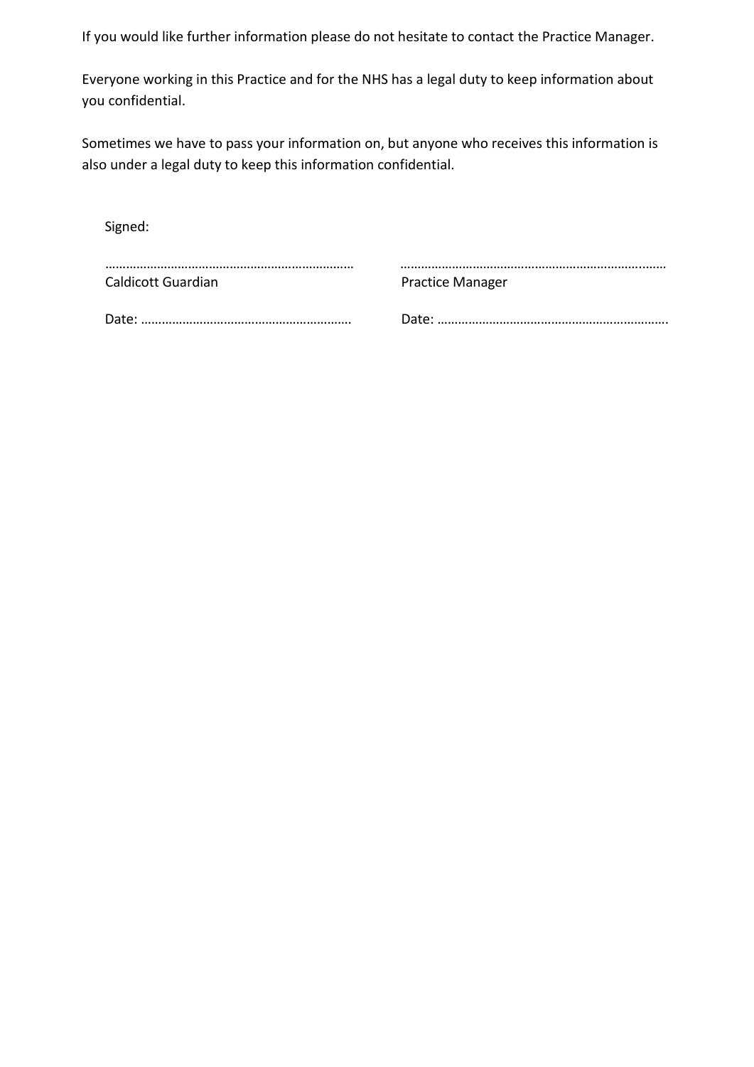If you would like further information please do not hesitate to contact the Practice Manager.

Everyone working in this Practice and for the NHS has a legal duty to keep information about you confidential.

Sometimes we have to pass your information on, but anyone who receives this information is also under a legal duty to keep this information confidential.

Signed:

| ……………………………………………………………… | ……………………………………………………………… |
| --- | --- |
| Caldicott Guardian | Practice Manager |
| Date: …………………………………………………… | Date: ………………………………………………………… |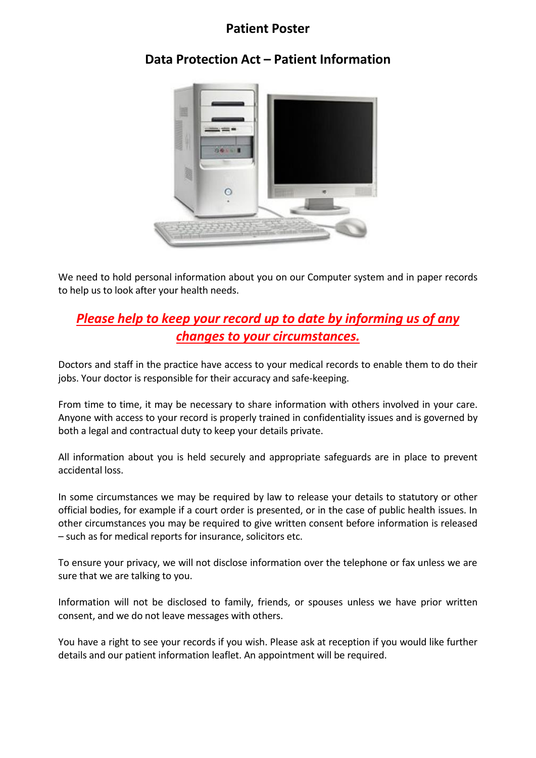# Patient Poster

## Data Protection Act – Patient Information

We need to hold personal information about you on our Computer system and in paper records to help us to look after your health needs.

***Please help to keep your record up to date by informing us of any changes to your circumstances.***

Doctors and staff in the practice have access to your medical records to enable them to do their jobs. Your doctor is responsible for their accuracy and safe-keeping.

From time to time, it may be necessary to share information with others involved in your care. Anyone with access to your record is properly trained in confidentiality issues and is governed by both a legal and contractual duty to keep your details private.

All information about you is held securely and appropriate safeguards are in place to prevent accidental loss.

In some circumstances we may be required by law to release your details to statutory or other official bodies, for example if a court order is presented, or in the case of public health issues. In other circumstances you may be required to give written consent before information is released – such as for medical reports for insurance, solicitors etc.

To ensure your privacy, we will not disclose information over the telephone or fax unless we are sure that we are talking to you.

Information will not be disclosed to family, friends, or spouses unless we have prior written consent, and we do not leave messages with others.

You have a right to see your records if you wish. Please ask at reception if you would like further details and our patient information leaflet. An appointment will be required.